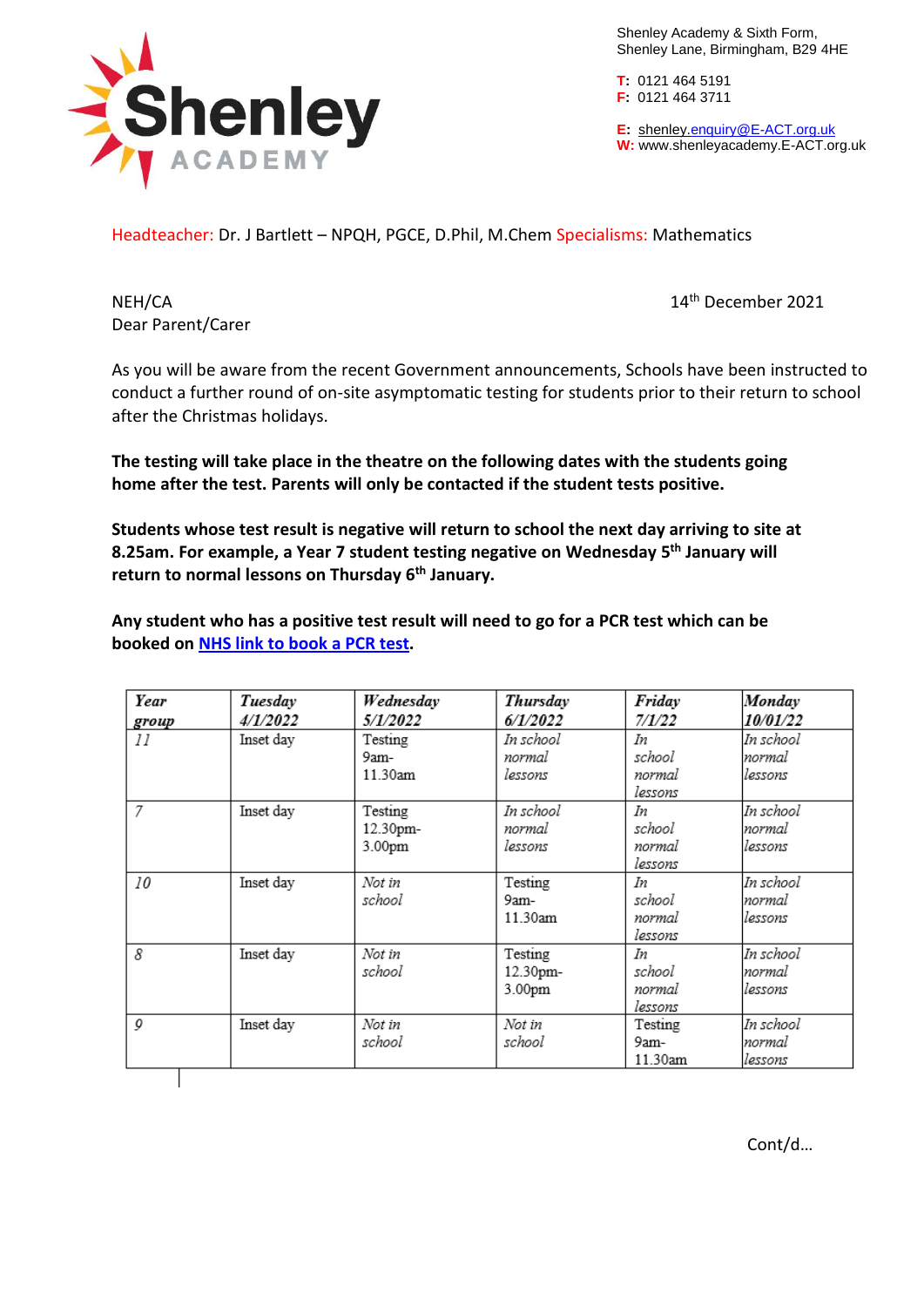Shenley Academy

Shenley Academy & Sixth Form,
Shenley Lane, Birmingham, B29 4HE

**T:** 0121 464 5191
**F:** 0121 464 3711

**E:** shenley.enquiry@E-ACT.org.uk
**W:** www.shenleyacademy.E-ACT.org.uk

Headteacher: Dr. J Bartlett – NPQH, PGCE, D.Phil, M.Chem Specialisms: Mathematics

NEH/CA

14th December 2021

Dear Parent/Carer

As you will be aware from the recent Government announcements, Schools have been instructed to conduct a further round of on-site asymptomatic testing for students prior to their return to school after the Christmas holidays.

**The testing will take place in the theatre on the following dates with the students going home after the test. Parents will only be contacted if the student tests positive.**

**Students whose test result is negative will return to school the next day arriving to site at 8.25am. For example, a Year 7 student testing negative on Wednesday 5th January will return to normal lessons on Thursday 6th January.**

**Any student who has a positive test result will need to go for a PCR test which can be booked on [NHS link to book a PCR test](#).**

| *Year group* | *Tuesday 4/1/2022* | *Wednesday 5/1/2022* | *Thursday 6/1/2022* | *Friday 7/1/22* | *Monday 10/01/22* |
|---|---|---|---|---|---|
| *11* | Inset day | Testing 9am-11.30am | *In school normal lessons* | *In school normal lessons* | *In school normal lessons* |
| *7* | Inset day | Testing 12.30pm-3.00pm | *In school normal lessons* | *In school normal lessons* | *In school normal lessons* |
| *10* | Inset day | *Not in school* | Testing 9am-11.30am | *In school normal lessons* | *In school normal lessons* |
| *8* | Inset day | *Not in school* | Testing 12.30pm-3.00pm | *In school normal lessons* | *In school normal lessons* |
| *9* | Inset day | *Not in school* | *Not in school* | Testing 9am-11.30am | *In school normal lessons* |

Cont/d…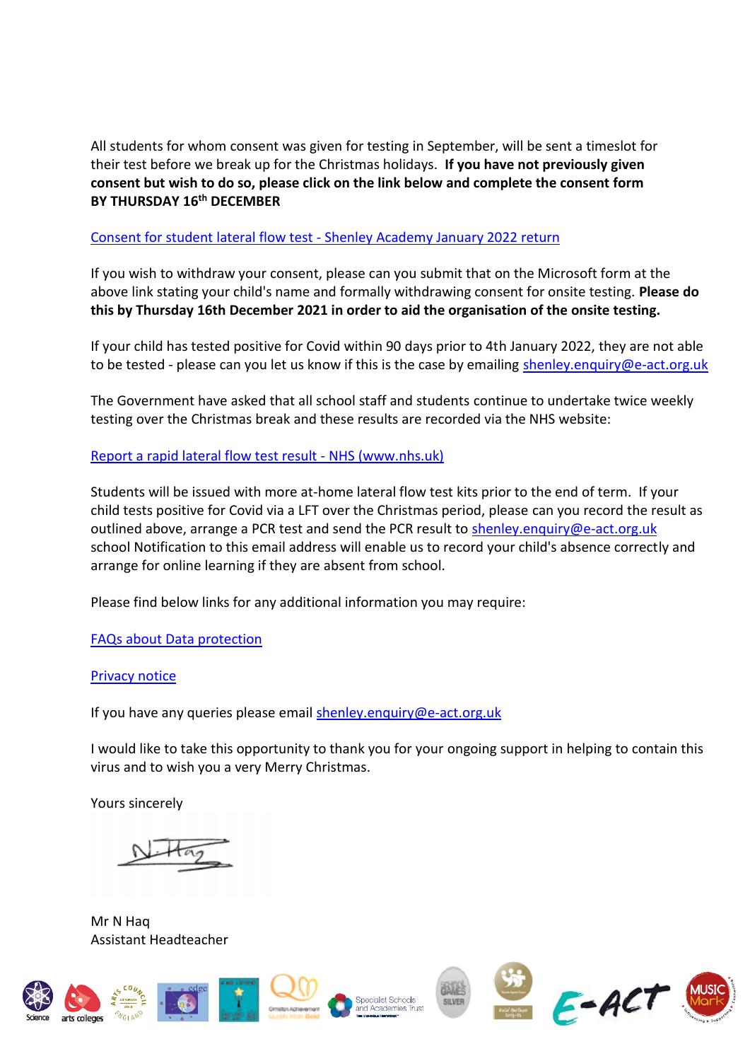All students for whom consent was given for testing in September, will be sent a timeslot for their test before we break up for the Christmas holidays. **If you have not previously given consent but wish to do so, please click on the link below and complete the consent form BY THURSDAY 16th DECEMBER**

Consent for student lateral flow test - Shenley Academy January 2022 return

If you wish to withdraw your consent, please can you submit that on the Microsoft form at the above link stating your child's name and formally withdrawing consent for onsite testing. **Please do this by Thursday 16th December 2021 in order to aid the organisation of the onsite testing.**

If your child has tested positive for Covid within 90 days prior to 4th January 2022, they are not able to be tested - please can you let us know if this is the case by emailing shenley.enquiry@e-act.org.uk

The Government have asked that all school staff and students continue to undertake twice weekly testing over the Christmas break and these results are recorded via the NHS website:

Report a rapid lateral flow test result - NHS (www.nhs.uk)

Students will be issued with more at-home lateral flow test kits prior to the end of term. If your child tests positive for Covid via a LFT over the Christmas period, please can you record the result as outlined above, arrange a PCR test and send the PCR result to shenley.enquiry@e-act.org.uk school Notification to this email address will enable us to record your child's absence correctly and arrange for online learning if they are absent from school.

Please find below links for any additional information you may require:

FAQs about Data protection

Privacy notice

If you have any queries please email shenley.enquiry@e-act.org.uk

I would like to take this opportunity to thank you for your ongoing support in helping to contain this virus and to wish you a very Merry Christmas.

Yours sincerely

Mr N Haq
Assistant Headteacher